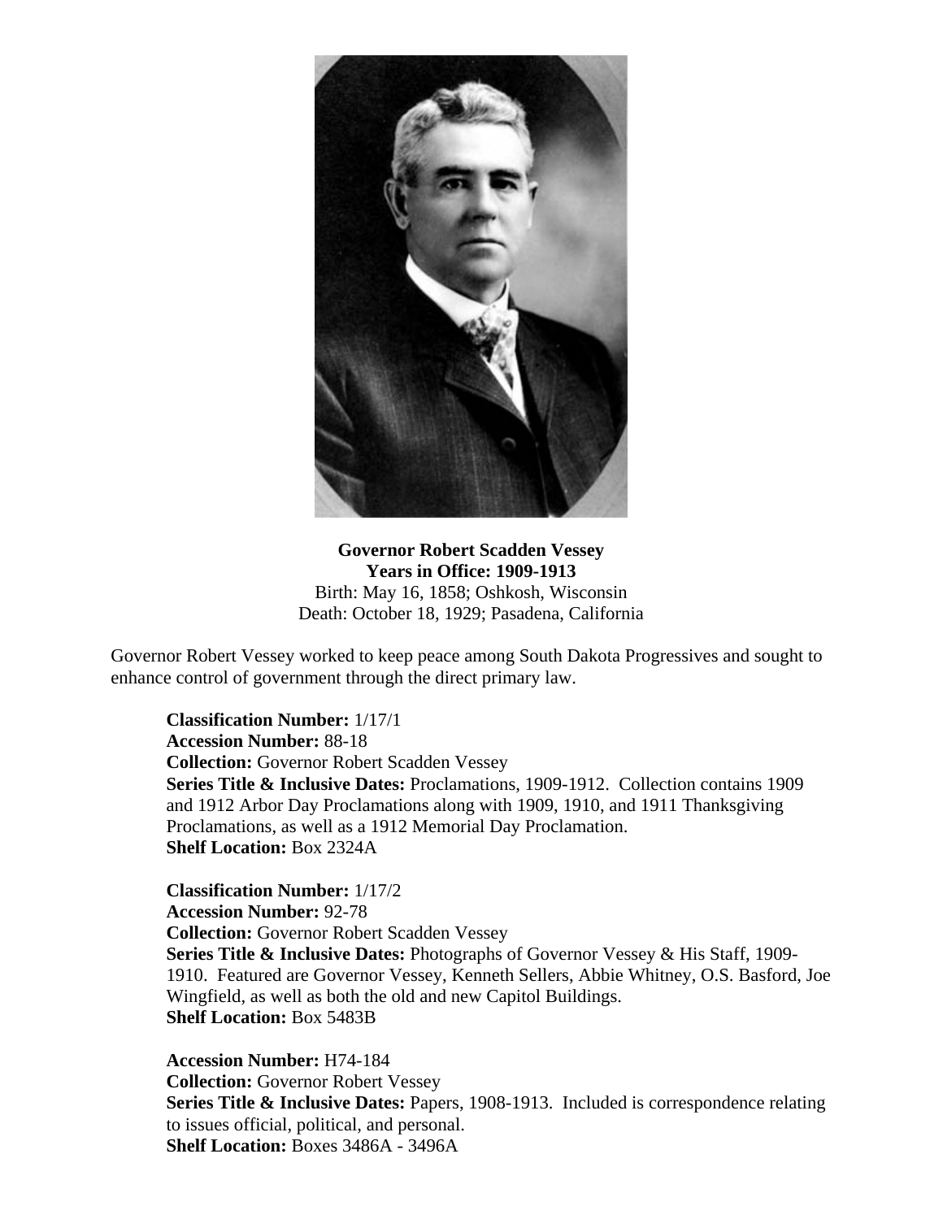**Governor Robert Scadden Vessey**
**Years in Office: 1909-1913**
Birth: May 16, 1858; Oshkosh, Wisconsin
Death: October 18, 1929; Pasadena, California

Governor Robert Vessey worked to keep peace among South Dakota Progressives and sought to enhance control of government through the direct primary law.

**Classification Number:** 1/17/1
**Accession Number:** 88-18
**Collection:** Governor Robert Scadden Vessey
**Series Title & Inclusive Dates:** Proclamations, 1909-1912. Collection contains 1909 and 1912 Arbor Day Proclamations along with 1909, 1910, and 1911 Thanksgiving Proclamations, as well as a 1912 Memorial Day Proclamation.
**Shelf Location:** Box 2324A

**Classification Number:** 1/17/2
**Accession Number:** 92-78
**Collection:** Governor Robert Scadden Vessey
**Series Title & Inclusive Dates:** Photographs of Governor Vessey & His Staff, 1909-1910. Featured are Governor Vessey, Kenneth Sellers, Abbie Whitney, O.S. Basford, Joe Wingfield, as well as both the old and new Capitol Buildings.
**Shelf Location:** Box 5483B

**Accession Number:** H74-184
**Collection:** Governor Robert Vessey
**Series Title & Inclusive Dates:** Papers, 1908-1913. Included is correspondence relating to issues official, political, and personal.
**Shelf Location:** Boxes 3486A - 3496A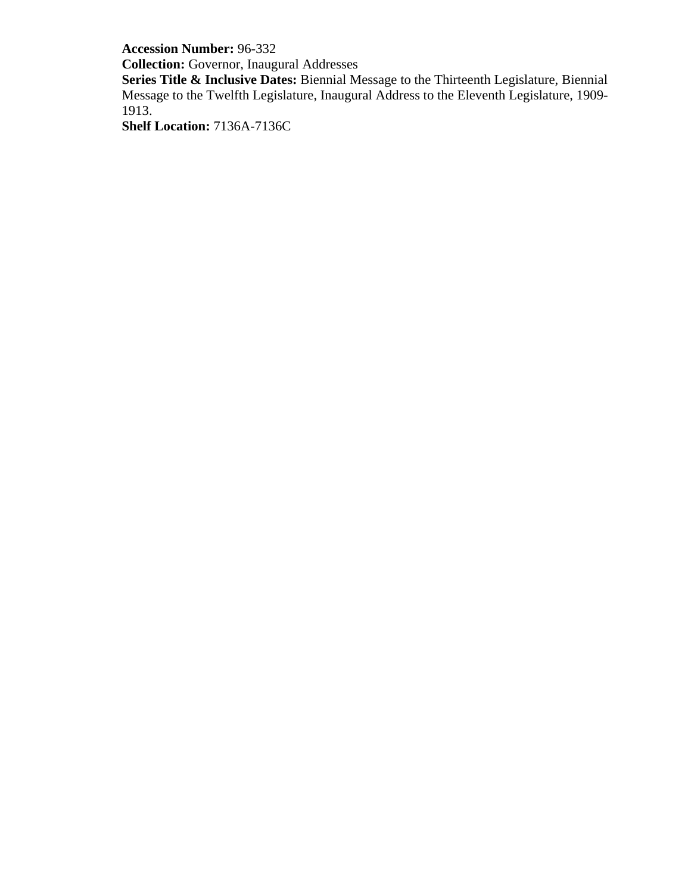**Accession Number:** 96-332
**Collection:** Governor, Inaugural Addresses
**Series Title & Inclusive Dates:** Biennial Message to the Thirteenth Legislature, Biennial Message to the Twelfth Legislature, Inaugural Address to the Eleventh Legislature, 1909-1913.
**Shelf Location:** 7136A-7136C